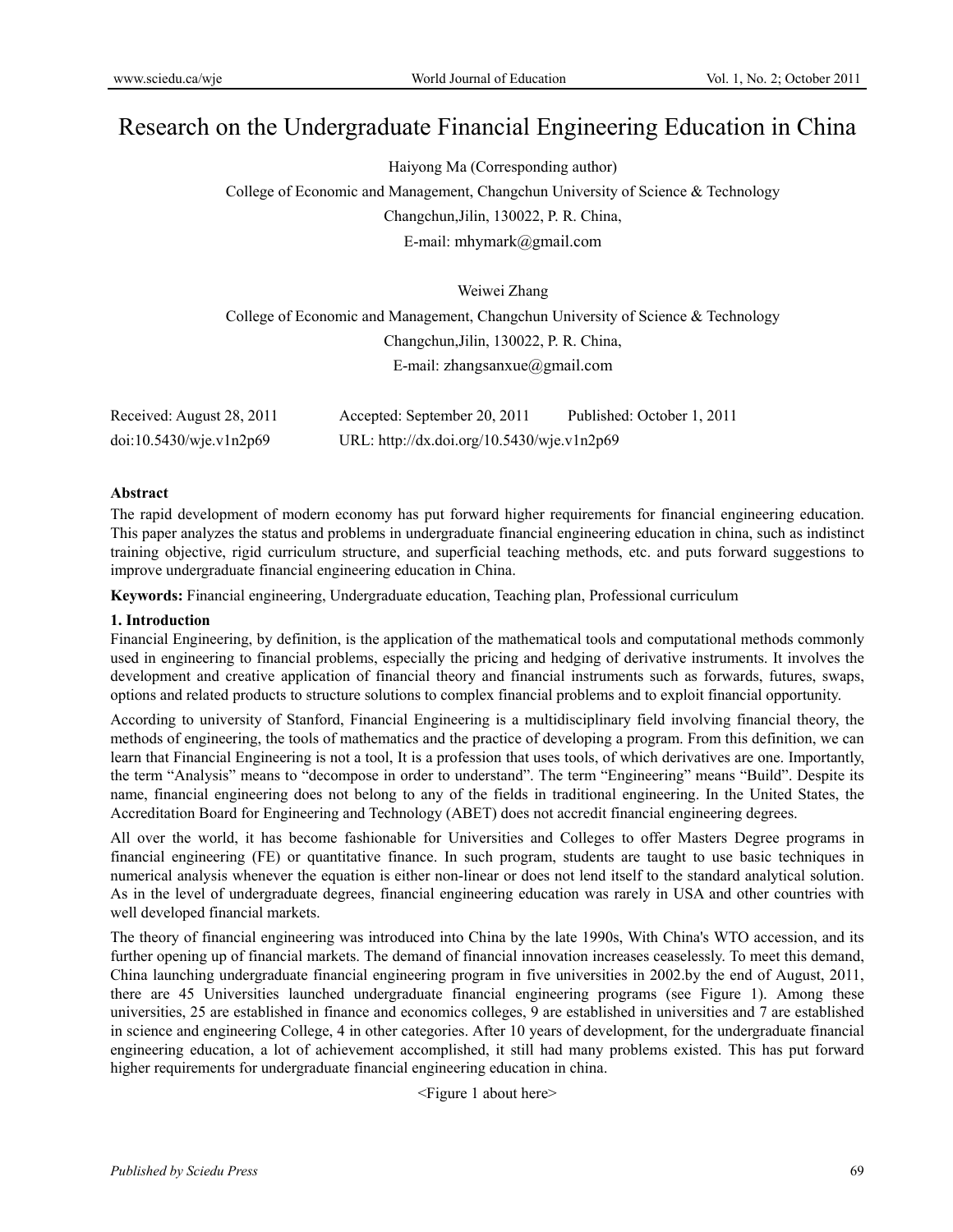# Research on the Undergraduate Financial Engineering Education in China

Haiyong Ma (Corresponding author)

College of Economic and Management, Changchun University of Science & Technology

Changchun,Jilin, 130022, P. R. China,

E-mail: mhymark@gmail.com

Weiwei Zhang

College of Economic and Management, Changchun University of Science & Technology

Changchun,Jilin, 130022, P. R. China,

E-mail: zhangsanxue@gmail.com

Received: August 28, 2011 Accepted: September 20, 2011 Published: October 1, 2011

doi:10.5430/wje.v1n2p69 URL: http://dx.doi.org/10.5430/wje.v1n2p69

**Abstract**

The rapid development of modern economy has put forward higher requirements for financial engineering education. This paper analyzes the status and problems in undergraduate financial engineering education in china, such as indistinct training objective, rigid curriculum structure, and superficial teaching methods, etc. and puts forward suggestions to improve undergraduate financial engineering education in China.

**Keywords:** Financial engineering, Undergraduate education, Teaching plan, Professional curriculum

## 1. Introduction

Financial Engineering, by definition, is the application of the mathematical tools and computational methods commonly used in engineering to financial problems, especially the pricing and hedging of derivative instruments. It involves the development and creative application of financial theory and financial instruments such as forwards, futures, swaps, options and related products to structure solutions to complex financial problems and to exploit financial opportunity.

According to university of Stanford, Financial Engineering is a multidisciplinary field involving financial theory, the methods of engineering, the tools of mathematics and the practice of developing a program. From this definition, we can learn that Financial Engineering is not a tool, It is a profession that uses tools, of which derivatives are one. Importantly, the term "Analysis" means to "decompose in order to understand". The term "Engineering" means "Build". Despite its name, financial engineering does not belong to any of the fields in traditional engineering. In the United States, the Accreditation Board for Engineering and Technology (ABET) does not accredit financial engineering degrees.

All over the world, it has become fashionable for Universities and Colleges to offer Masters Degree programs in financial engineering (FE) or quantitative finance. In such program, students are taught to use basic techniques in numerical analysis whenever the equation is either non-linear or does not lend itself to the standard analytical solution. As in the level of undergraduate degrees, financial engineering education was rarely in USA and other countries with well developed financial markets.

The theory of financial engineering was introduced into China by the late 1990s, With China's WTO accession, and its further opening up of financial markets. The demand of financial innovation increases ceaselessly. To meet this demand, China launching undergraduate financial engineering program in five universities in 2002.by the end of August, 2011, there are 45 Universities launched undergraduate financial engineering programs (see Figure 1). Among these universities, 25 are established in finance and economics colleges, 9 are established in universities and 7 are established in science and engineering College, 4 in other categories. After 10 years of development, for the undergraduate financial engineering education, a lot of achievement accomplished, it still had many problems existed. This has put forward higher requirements for undergraduate financial engineering education in china.

<Figure 1 about here>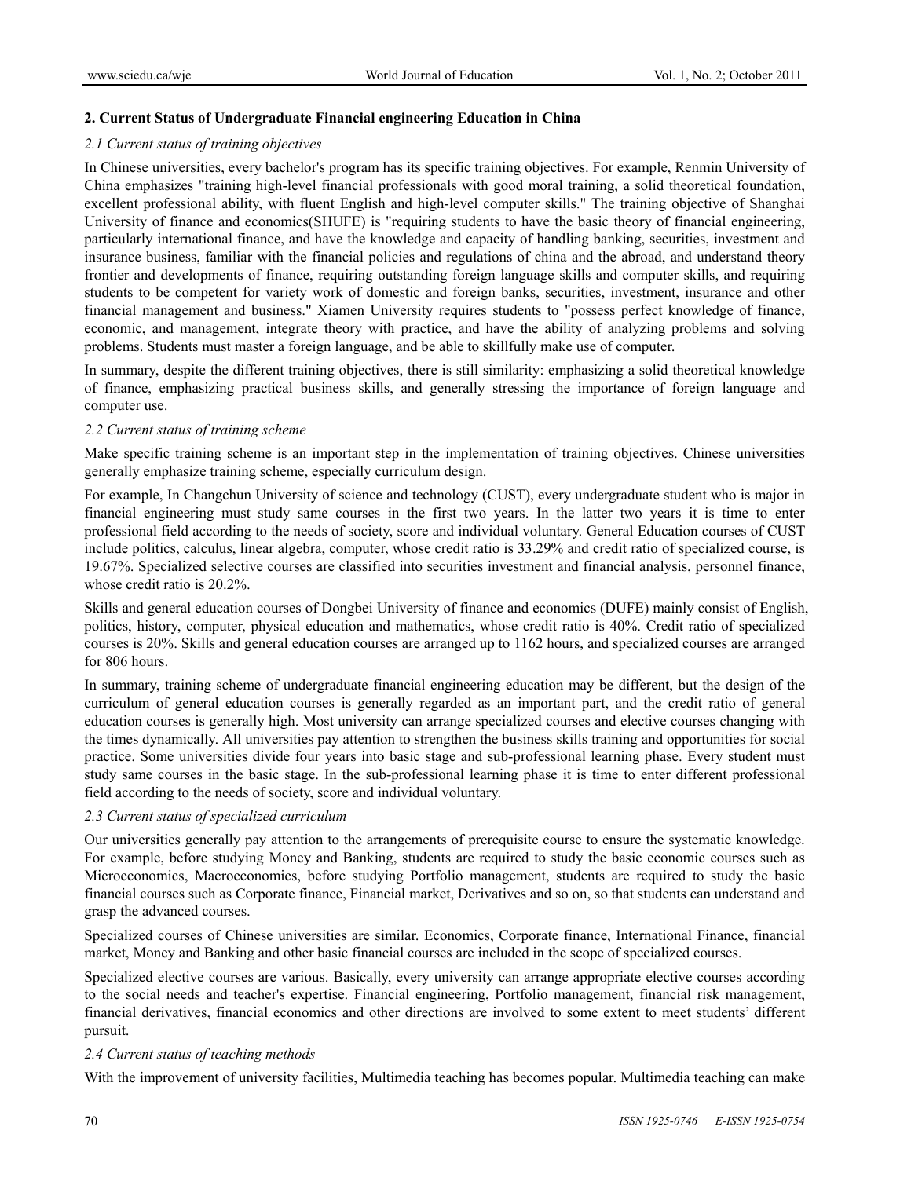## 2. Current Status of Undergraduate Financial engineering Education in China

### *2.1 Current status of training objectives*

In Chinese universities, every bachelor's program has its specific training objectives. For example, Renmin University of China emphasizes "training high-level financial professionals with good moral training, a solid theoretical foundation, excellent professional ability, with fluent English and high-level computer skills." The training objective of Shanghai University of finance and economics(SHUFE) is "requiring students to have the basic theory of financial engineering, particularly international finance, and have the knowledge and capacity of handling banking, securities, investment and insurance business, familiar with the financial policies and regulations of china and the abroad, and understand theory frontier and developments of finance, requiring outstanding foreign language skills and computer skills, and requiring students to be competent for variety work of domestic and foreign banks, securities, investment, insurance and other financial management and business." Xiamen University requires students to "possess perfect knowledge of finance, economic, and management, integrate theory with practice, and have the ability of analyzing problems and solving problems. Students must master a foreign language, and be able to skillfully make use of computer.

In summary, despite the different training objectives, there is still similarity: emphasizing a solid theoretical knowledge of finance, emphasizing practical business skills, and generally stressing the importance of foreign language and computer use.

### *2.2 Current status of training scheme*

Make specific training scheme is an important step in the implementation of training objectives. Chinese universities generally emphasize training scheme, especially curriculum design.

For example, In Changchun University of science and technology (CUST), every undergraduate student who is major in financial engineering must study same courses in the first two years. In the latter two years it is time to enter professional field according to the needs of society, score and individual voluntary. General Education courses of CUST include politics, calculus, linear algebra, computer, whose credit ratio is 33.29% and credit ratio of specialized course, is 19.67%. Specialized selective courses are classified into securities investment and financial analysis, personnel finance, whose credit ratio is 20.2%.

Skills and general education courses of Dongbei University of finance and economics (DUFE) mainly consist of English, politics, history, computer, physical education and mathematics, whose credit ratio is 40%. Credit ratio of specialized courses is 20%. Skills and general education courses are arranged up to 1162 hours, and specialized courses are arranged for 806 hours.

In summary, training scheme of undergraduate financial engineering education may be different, but the design of the curriculum of general education courses is generally regarded as an important part, and the credit ratio of general education courses is generally high. Most university can arrange specialized courses and elective courses changing with the times dynamically. All universities pay attention to strengthen the business skills training and opportunities for social practice. Some universities divide four years into basic stage and sub-professional learning phase. Every student must study same courses in the basic stage. In the sub-professional learning phase it is time to enter different professional field according to the needs of society, score and individual voluntary.

### *2.3 Current status of specialized curriculum*

Our universities generally pay attention to the arrangements of prerequisite course to ensure the systematic knowledge. For example, before studying Money and Banking, students are required to study the basic economic courses such as Microeconomics, Macroeconomics, before studying Portfolio management, students are required to study the basic financial courses such as Corporate finance, Financial market, Derivatives and so on, so that students can understand and grasp the advanced courses.

Specialized courses of Chinese universities are similar. Economics, Corporate finance, International Finance, financial market, Money and Banking and other basic financial courses are included in the scope of specialized courses.

Specialized elective courses are various. Basically, every university can arrange appropriate elective courses according to the social needs and teacher's expertise. Financial engineering, Portfolio management, financial risk management, financial derivatives, financial economics and other directions are involved to some extent to meet students' different pursuit.

### *2.4 Current status of teaching methods*

With the improvement of university facilities, Multimedia teaching has becomes popular. Multimedia teaching can make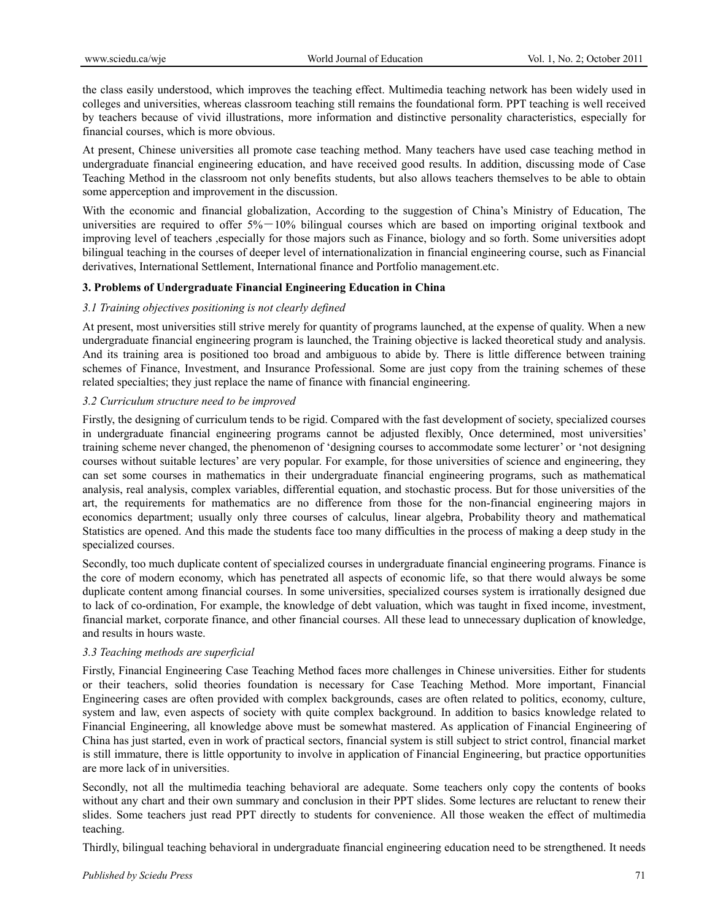the class easily understood, which improves the teaching effect. Multimedia teaching network has been widely used in colleges and universities, whereas classroom teaching still remains the foundational form. PPT teaching is well received by teachers because of vivid illustrations, more information and distinctive personality characteristics, especially for financial courses, which is more obvious.

At present, Chinese universities all promote case teaching method. Many teachers have used case teaching method in undergraduate financial engineering education, and have received good results. In addition, discussing mode of Case Teaching Method in the classroom not only benefits students, but also allows teachers themselves to be able to obtain some apperception and improvement in the discussion.

With the economic and financial globalization, According to the suggestion of China's Ministry of Education, The universities are required to offer 5%－10% bilingual courses which are based on importing original textbook and improving level of teachers ,especially for those majors such as Finance, biology and so forth. Some universities adopt bilingual teaching in the courses of deeper level of internationalization in financial engineering course, such as Financial derivatives, International Settlement, International finance and Portfolio management.etc.

## 3. Problems of Undergraduate Financial Engineering Education in China

### *3.1 Training objectives positioning is not clearly defined*

At present, most universities still strive merely for quantity of programs launched, at the expense of quality. When a new undergraduate financial engineering program is launched, the Training objective is lacked theoretical study and analysis. And its training area is positioned too broad and ambiguous to abide by. There is little difference between training schemes of Finance, Investment, and Insurance Professional. Some are just copy from the training schemes of these related specialties; they just replace the name of finance with financial engineering.

### *3.2 Curriculum structure need to be improved*

Firstly, the designing of curriculum tends to be rigid. Compared with the fast development of society, specialized courses in undergraduate financial engineering programs cannot be adjusted flexibly, Once determined, most universities' training scheme never changed, the phenomenon of 'designing courses to accommodate some lecturer' or 'not designing courses without suitable lectures' are very popular. For example, for those universities of science and engineering, they can set some courses in mathematics in their undergraduate financial engineering programs, such as mathematical analysis, real analysis, complex variables, differential equation, and stochastic process. But for those universities of the art, the requirements for mathematics are no difference from those for the non-financial engineering majors in economics department; usually only three courses of calculus, linear algebra, Probability theory and mathematical Statistics are opened. And this made the students face too many difficulties in the process of making a deep study in the specialized courses.

Secondly, too much duplicate content of specialized courses in undergraduate financial engineering programs. Finance is the core of modern economy, which has penetrated all aspects of economic life, so that there would always be some duplicate content among financial courses. In some universities, specialized courses system is irrationally designed due to lack of co-ordination, For example, the knowledge of debt valuation, which was taught in fixed income, investment, financial market, corporate finance, and other financial courses. All these lead to unnecessary duplication of knowledge, and results in hours waste.

### *3.3 Teaching methods are superficial*

Firstly, Financial Engineering Case Teaching Method faces more challenges in Chinese universities. Either for students or their teachers, solid theories foundation is necessary for Case Teaching Method. More important, Financial Engineering cases are often provided with complex backgrounds, cases are often related to politics, economy, culture, system and law, even aspects of society with quite complex background. In addition to basics knowledge related to Financial Engineering, all knowledge above must be somewhat mastered. As application of Financial Engineering of China has just started, even in work of practical sectors, financial system is still subject to strict control, financial market is still immature, there is little opportunity to involve in application of Financial Engineering, but practice opportunities are more lack of in universities.

Secondly, not all the multimedia teaching behavioral are adequate. Some teachers only copy the contents of books without any chart and their own summary and conclusion in their PPT slides. Some lectures are reluctant to renew their slides. Some teachers just read PPT directly to students for convenience. All those weaken the effect of multimedia teaching.

Thirdly, bilingual teaching behavioral in undergraduate financial engineering education need to be strengthened. It needs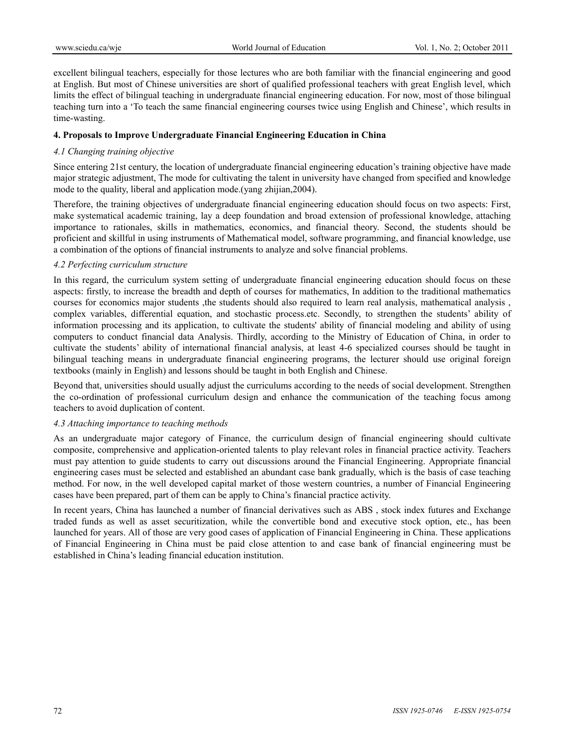excellent bilingual teachers, especially for those lectures who are both familiar with the financial engineering and good at English. But most of Chinese universities are short of qualified professional teachers with great English level, which limits the effect of bilingual teaching in undergraduate financial engineering education. For now, most of those bilingual teaching turn into a 'To teach the same financial engineering courses twice using English and Chinese', which results in time-wasting.

## 4. Proposals to Improve Undergraduate Financial Engineering Education in China

### *4.1 Changing training objective*

Since entering 21st century, the location of undergraduate financial engineering education's training objective have made major strategic adjustment, The mode for cultivating the talent in university have changed from specified and knowledge mode to the quality, liberal and application mode.(yang zhijian,2004).

Therefore, the training objectives of undergraduate financial engineering education should focus on two aspects: First, make systematical academic training, lay a deep foundation and broad extension of professional knowledge, attaching importance to rationales, skills in mathematics, economics, and financial theory. Second, the students should be proficient and skillful in using instruments of Mathematical model, software programming, and financial knowledge, use a combination of the options of financial instruments to analyze and solve financial problems.

### *4.2 Perfecting curriculum structure*

In this regard, the curriculum system setting of undergraduate financial engineering education should focus on these aspects: firstly, to increase the breadth and depth of courses for mathematics, In addition to the traditional mathematics courses for economics major students ,the students should also required to learn real analysis, mathematical analysis , complex variables, differential equation, and stochastic process.etc. Secondly, to strengthen the students' ability of information processing and its application, to cultivate the students' ability of financial modeling and ability of using computers to conduct financial data Analysis. Thirdly, according to the Ministry of Education of China, in order to cultivate the students' ability of international financial analysis, at least 4-6 specialized courses should be taught in bilingual teaching means in undergraduate financial engineering programs, the lecturer should use original foreign textbooks (mainly in English) and lessons should be taught in both English and Chinese.

Beyond that, universities should usually adjust the curriculums according to the needs of social development. Strengthen the co-ordination of professional curriculum design and enhance the communication of the teaching focus among teachers to avoid duplication of content.

### *4.3 Attaching importance to teaching methods*

As an undergraduate major category of Finance, the curriculum design of financial engineering should cultivate composite, comprehensive and application-oriented talents to play relevant roles in financial practice activity. Teachers must pay attention to guide students to carry out discussions around the Financial Engineering. Appropriate financial engineering cases must be selected and established an abundant case bank gradually, which is the basis of case teaching method. For now, in the well developed capital market of those western countries, a number of Financial Engineering cases have been prepared, part of them can be apply to China's financial practice activity.

In recent years, China has launched a number of financial derivatives such as ABS , stock index futures and Exchange traded funds as well as asset securitization, while the convertible bond and executive stock option, etc., has been launched for years. All of those are very good cases of application of Financial Engineering in China. These applications of Financial Engineering in China must be paid close attention to and case bank of financial engineering must be established in China's leading financial education institution.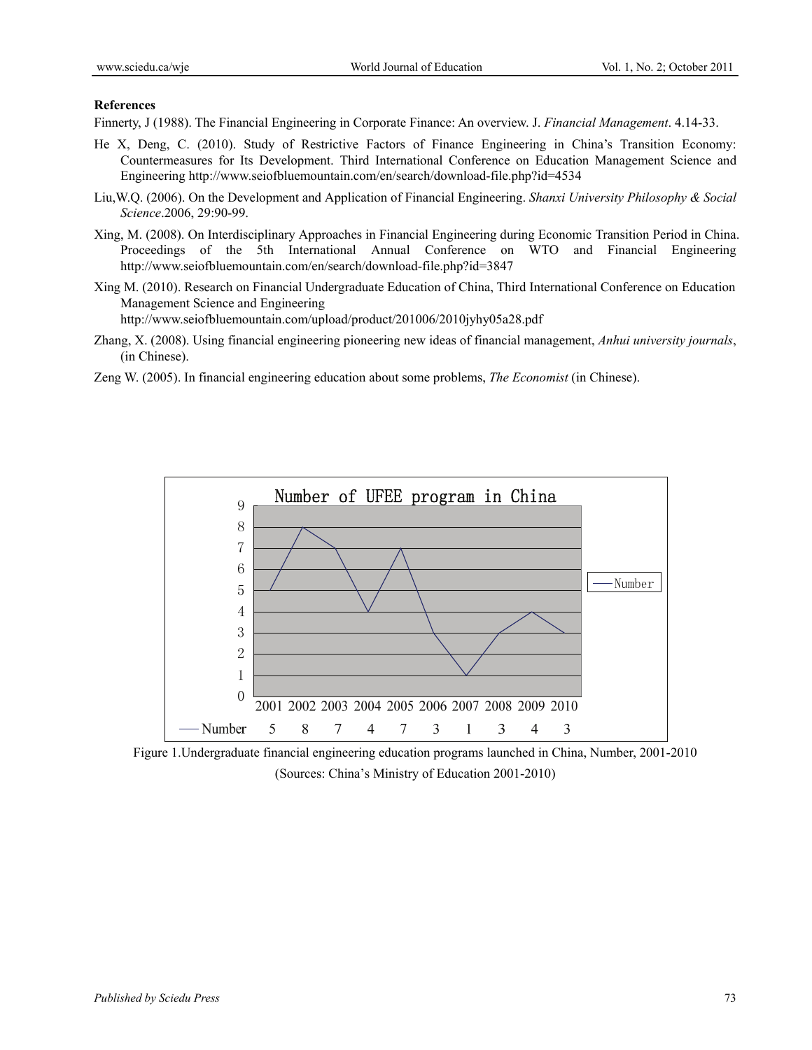**References**

Finnerty, J (1988). The Financial Engineering in Corporate Finance: An overview. J. *Financial Management*. 4.14-33.

He X, Deng, C. (2010). Study of Restrictive Factors of Finance Engineering in China's Transition Economy: Countermeasures for Its Development. Third International Conference on Education Management Science and Engineering http://www.seiofbluemountain.com/en/search/download-file.php?id=4534

Liu,W.Q. (2006). On the Development and Application of Financial Engineering. *Shanxi University Philosophy & Social Science*.2006, 29:90-99.

Xing, M. (2008). On Interdisciplinary Approaches in Financial Engineering during Economic Transition Period in China. Proceedings of the 5th International Annual Conference on WTO and Financial Engineering http://www.seiofbluemountain.com/en/search/download-file.php?id=3847

Xing M. (2010). Research on Financial Undergraduate Education of China, Third International Conference on Education Management Science and Engineering http://www.seiofbluemountain.com/upload/product/201006/2010jyhy05a28.pdf

Zhang, X. (2008). Using financial engineering pioneering new ideas of financial management, *Anhui university journals*, (in Chinese).

Zeng W. (2005). In financial engineering education about some problems, *The Economist* (in Chinese).

Number of UFEE program in China

9
8
7
6
5
4
3
2
1
0

2001 2002 2003 2004 2005 2006 2007 2008 2009 2010

Number 5 8 7 4 7 3 1 3 4 3

Number

Figure 1.Undergraduate financial engineering education programs launched in China, Number, 2001-2010

(Sources: China's Ministry of Education 2001-2010)